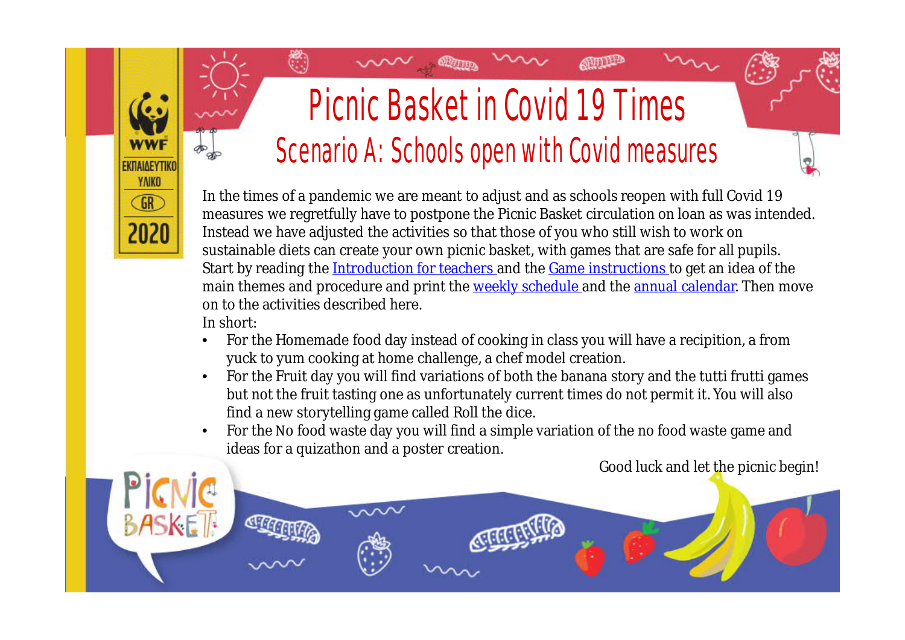# Picnic Basket in Covid 19 Times

## Scenario A: Schools open with Covid measures

In the times of a pandemic we are meant to adjust and as schools reopen with full Covid 19 measures we regretfully have to postpone the Picnic Basket circulation on loan as was intended. Instead we have adjusted the activities so that those of you who still wish to work on sustainable diets can create your own picnic basket, with games that are safe for all pupils. Start by reading the Introduction for teachers and the Game instructions to get an idea of the main themes and procedure and print the weekly schedule and the annual calendar. Then move on to the activities described here.

In short:

- For the Homemade food day instead of cooking in class you will have a recipition, a from yuck to yum cooking at home challenge, a chef model creation.
- For the Fruit day you will find variations of both the banana story and the tutti frutti games but not the fruit tasting one as unfortunately current times do not permit it. You will also find a new storytelling game called Roll the dice.
- For the No food waste day you will find a simple variation of the no food waste game and ideas for a quizathon and a poster creation.

Good luck and let the picnic begin!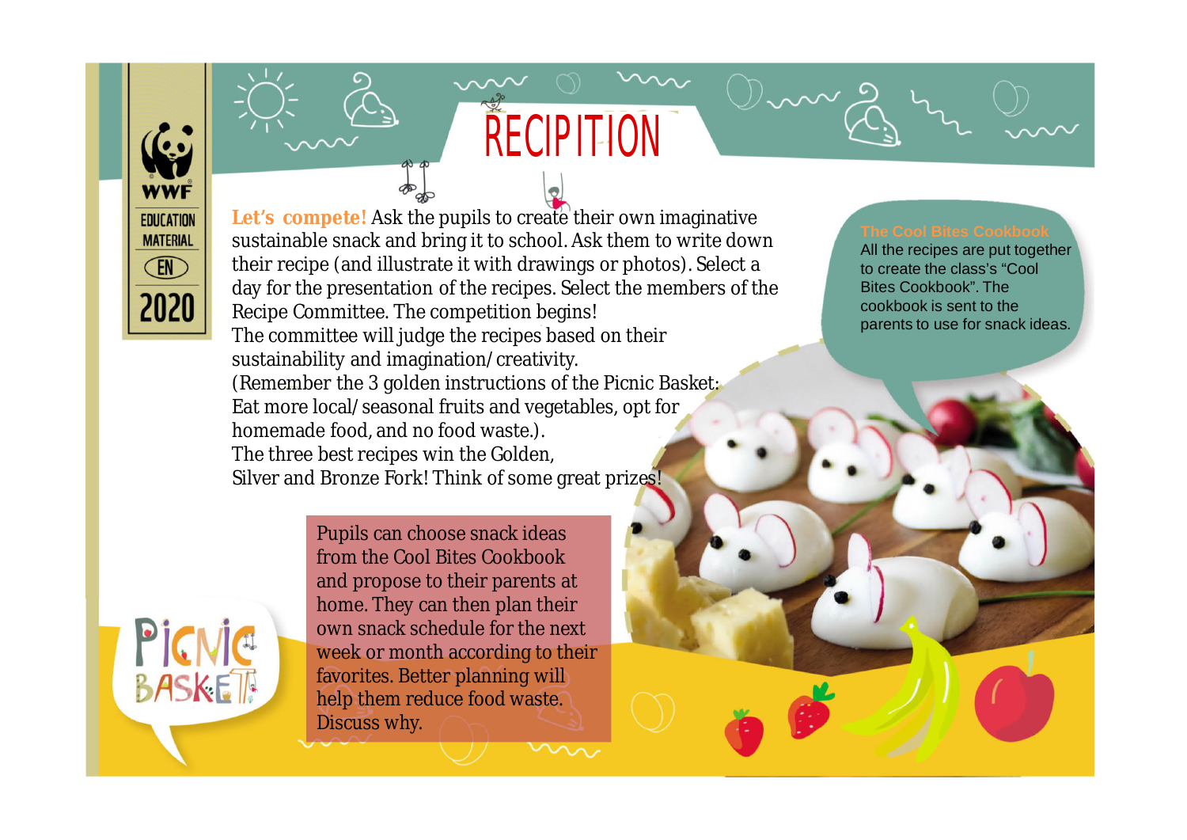# RECIPITION

**Let's compete!** Ask the pupils to create their own imaginative sustainable snack and bring it to school. Ask them to write down their recipe (and illustrate it with drawings or photos). Select a day for the presentation of the recipes. Select the members of the Recipe Committee. The competition begins!
The committee will judge the recipes based on their sustainability and imagination/creativity.
(Remember the 3 golden instructions of the Picnic Basket: Eat more local/seasonal fruits and vegetables, opt for homemade food, and no food waste.).
The three best recipes win the Golden, Silver and Bronze Fork! Think of some great prizes!

**The Cool Bites Cookbook**
All the recipes are put together to create the class's "Cool Bites Cookbook". The cookbook is sent to the parents to use for snack ideas.

Pupils can choose snack ideas from the Cool Bites Cookbook and propose to their parents at home. They can then plan their own snack schedule for the next week or month according to their favorites. Better planning will help them reduce food waste. Discuss why.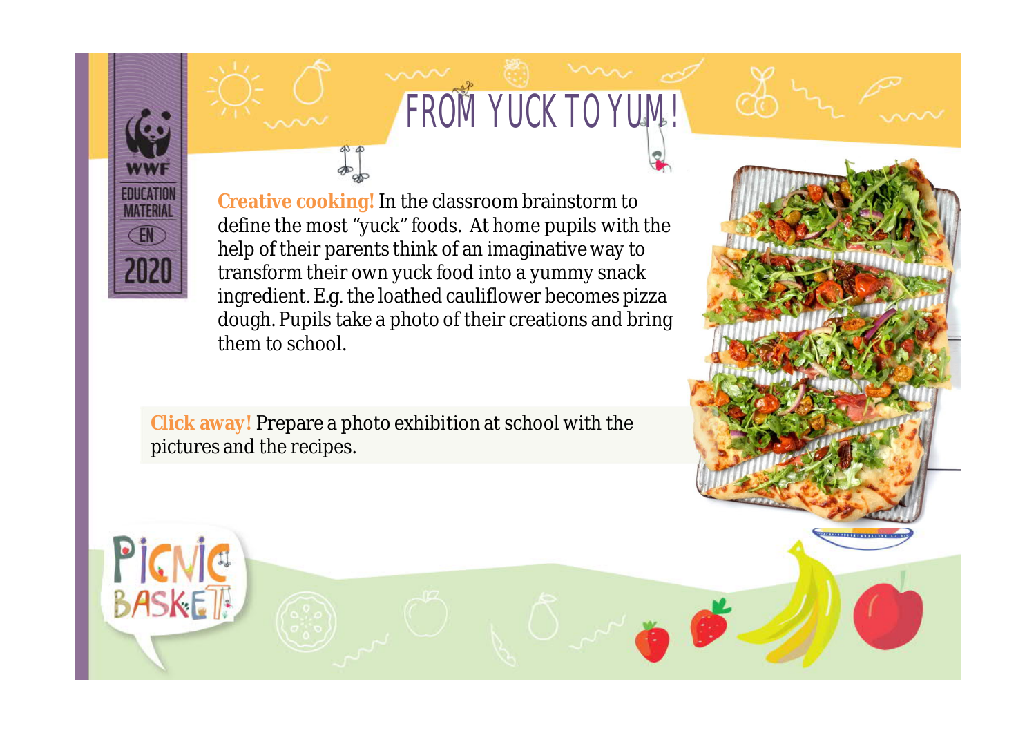# FROM YUCK TO YUM!

**Creative cooking!** In the classroom brainstorm to define the most "yuck" foods. At home pupils with the help of their parents think of an imaginative way to transform their own yuck food into a yummy snack ingredient. E.g. the loathed cauliflower becomes pizza dough. Pupils take a photo of their creations and bring them to school.

**Click away!** Prepare a photo exhibition at school with the pictures and the recipes.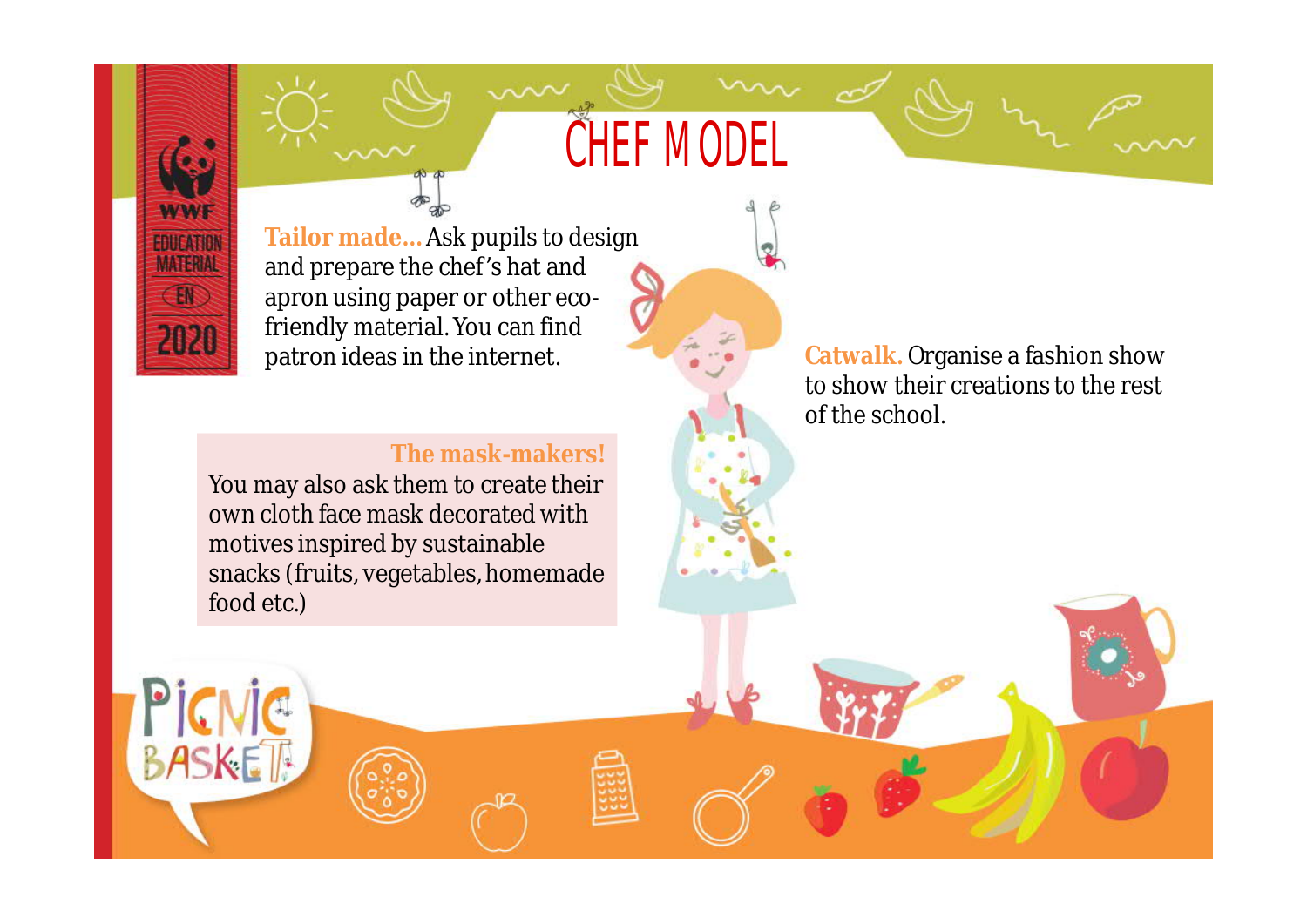# CHEF MODEL

**Tailor made...** Ask pupils to design and prepare the chef's hat and apron using paper or other eco-friendly material. You can find patron ideas in the internet.

**The mask-makers!**

You may also ask them to create their own cloth face mask decorated with motives inspired by sustainable snacks (fruits, vegetables, homemade food etc.)

**Catwalk.** Organise a fashion show to show their creations to the rest of the school.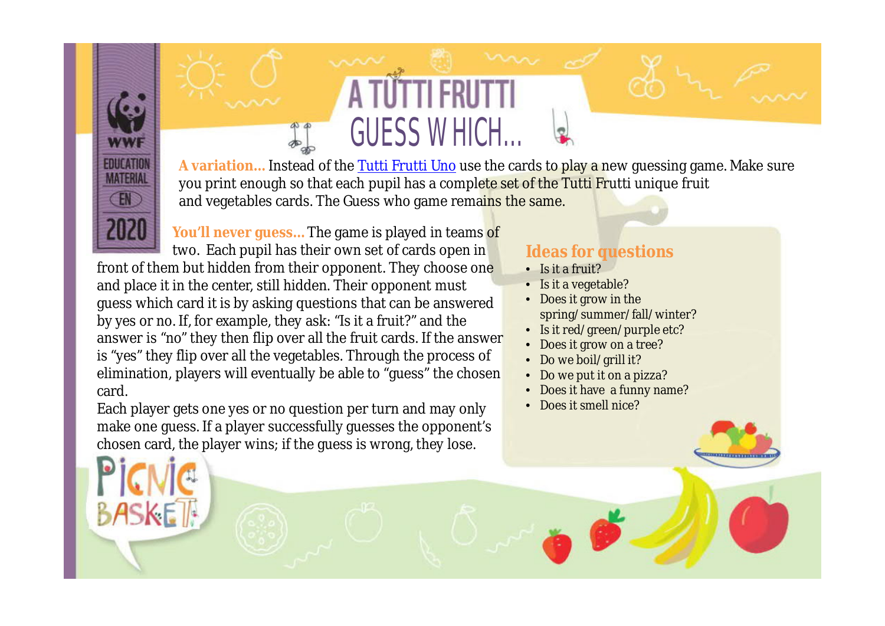# A TUTTI FRUTTI GUESS WHICH…

**A variation…** Instead of the Tutti Frutti Uno use the cards to play a new guessing game. Make sure you print enough so that each pupil has a complete set of the Tutti Frutti unique fruit and vegetables cards. The Guess who game remains the same.

**You'll never guess…** The game is played in teams of two. Each pupil has their own set of cards open in front of them but hidden from their opponent. They choose one and place it in the center, still hidden. Their opponent must guess which card it is by asking questions that can be answered by yes or no. If, for example, they ask: "Is it a fruit?" and the answer is "no" they then flip over all the fruit cards. If the answer is "yes" they flip over all the vegetables. Through the process of elimination, players will eventually be able to "guess" the chosen card.

Each player gets one yes or no question per turn and may only make one guess. If a player successfully guesses the opponent's chosen card, the player wins; if the guess is wrong, they lose.

## Ideas for questions

- Is it a fruit?
- Is it a vegetable?
- Does it grow in the spring/summer/fall/winter?
- Is it red/green/purple etc?
- Does it grow on a tree?
- Do we boil/grill it?
- Do we put it on a pizza?
- Does it have a funny name?
- Does it smell nice?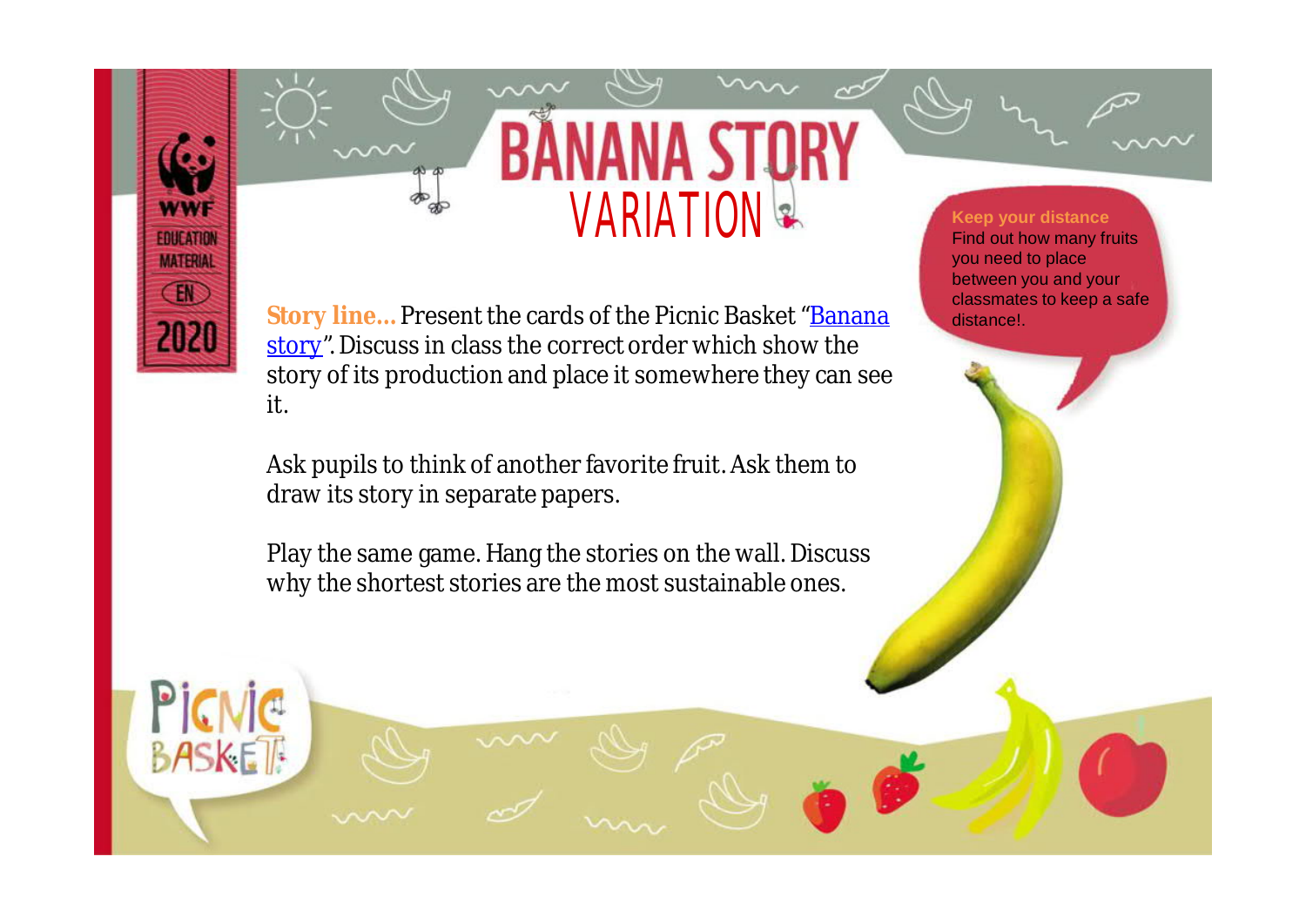# BANANA STORY
## VARIATION

**Story line...** Present the cards of the Picnic Basket "Banana story". Discuss in class the correct order which show the story of its production and place it somewhere they can see it.

Ask pupils to think of another favorite fruit. Ask them to draw its story in separate papers.

Play the same game. Hang the stories on the wall. Discuss why the shortest stories are the most sustainable ones.

**Keep your distance**
Find out how many fruits you need to place between you and your classmates to keep a safe distance!.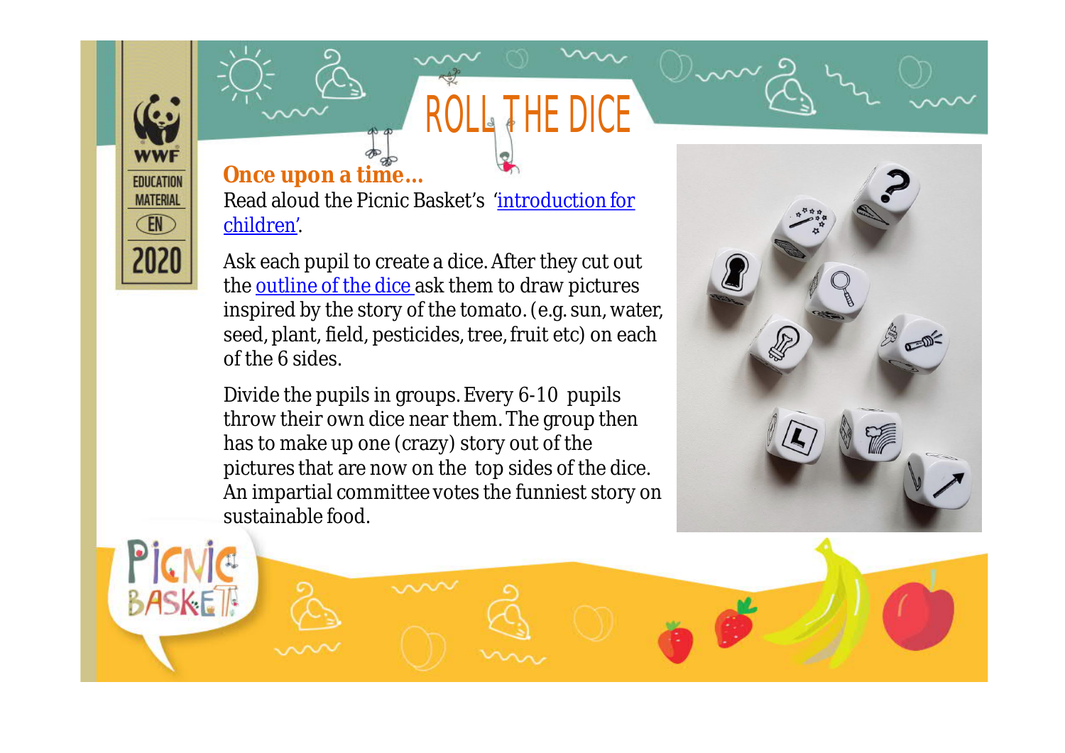# ROLL THE DICE

**Once upon a time…**

Read aloud the Picnic Basket's '[introduction for children](#)'.

Ask each pupil to create a dice. After they cut out the [outline of the dice](#) ask them to draw pictures inspired by the story of the tomato. (e.g. sun, water, seed, plant, field, pesticides, tree, fruit etc) on each of the 6 sides.

Divide the pupils in groups. Every 6-10 pupils throw their own dice near them. The group then has to make up one (crazy) story out of the pictures that are now on the top sides of the dice. An impartial committee votes the funniest story on sustainable food.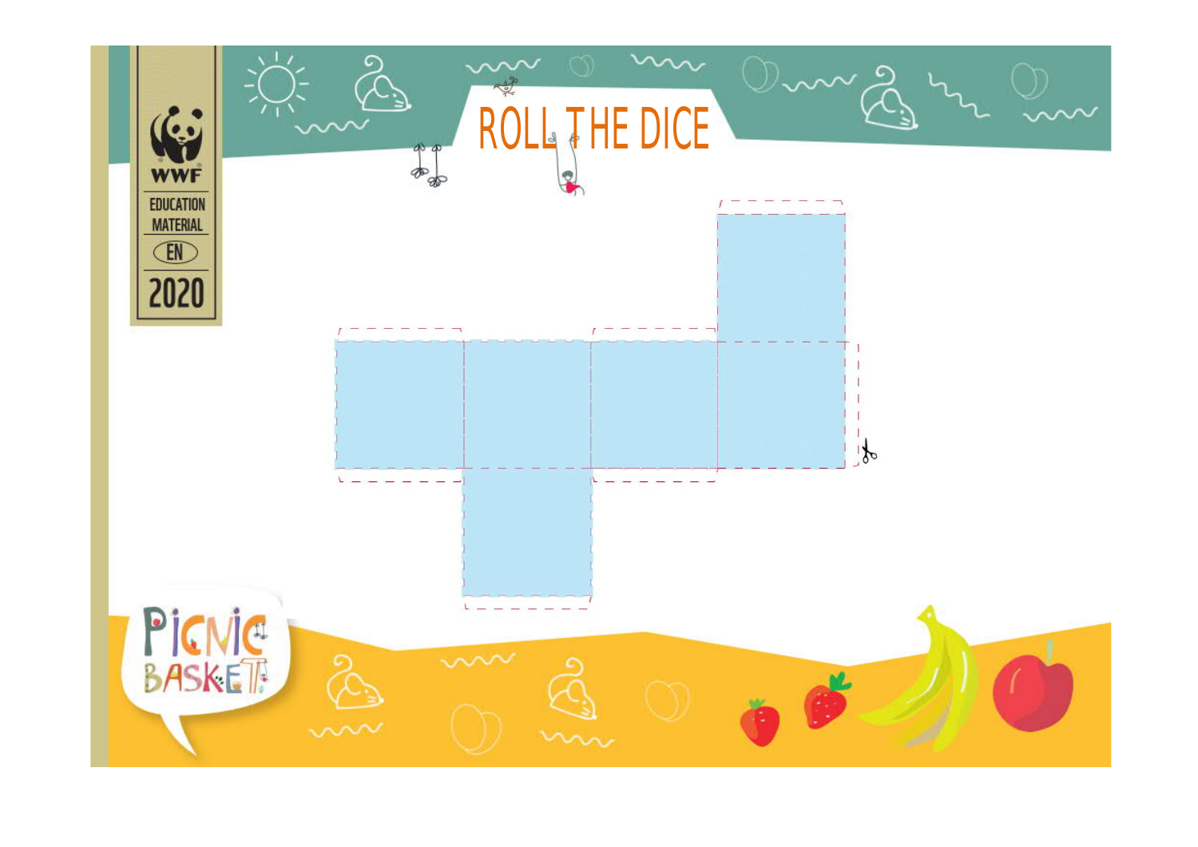# ROLL THE DICE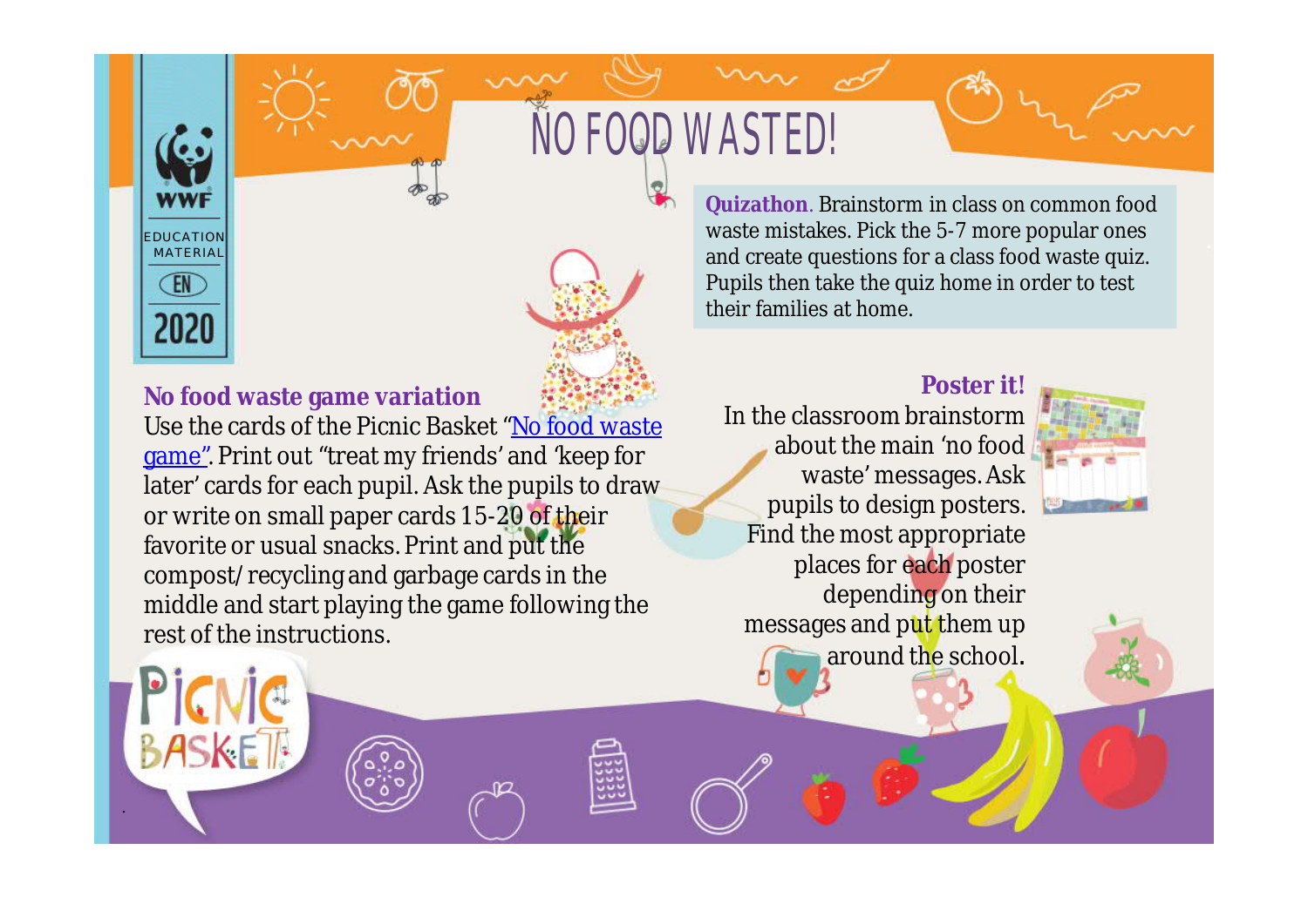# NO FOOD WASTED!

**Quizathon**. Brainstorm in class on common food waste mistakes. Pick the 5-7 more popular ones and create questions for a class food waste quiz. Pupils then take the quiz home in order to test their families at home.

## No food waste game variation

Use the cards of the Picnic Basket "No food waste game". Print out "treat my friends' and 'keep for later' cards for each pupil. Ask the pupils to draw or write on small paper cards 15-20 of their favorite or usual snacks. Print and put the compost/recycling and garbage cards in the middle and start playing the game following the rest of the instructions.

## Poster it!

In the classroom brainstorm about the main 'no food waste' messages. Ask pupils to design posters. Find the most appropriate places for each poster depending on their messages and put them up around the school.